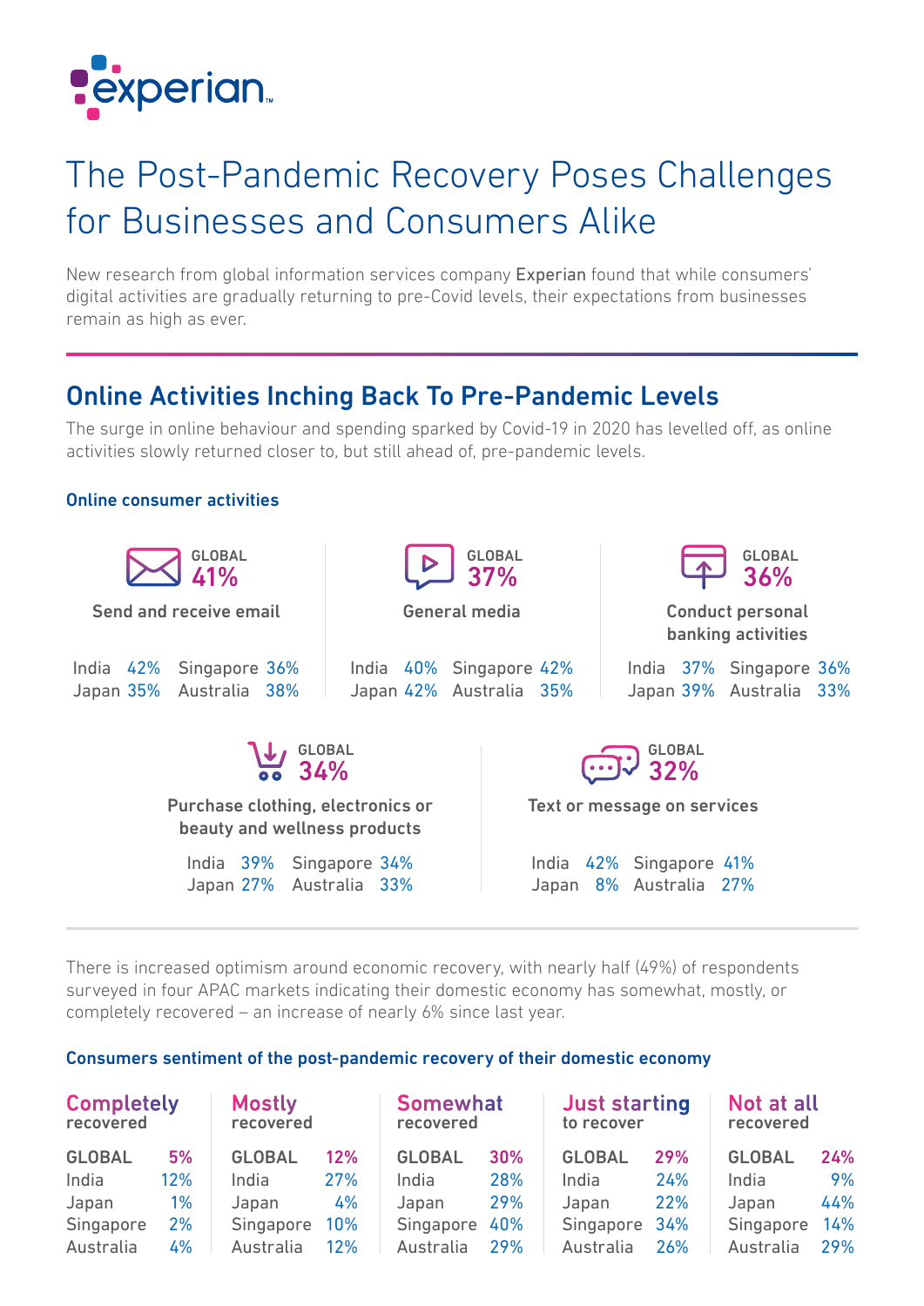experian.

# The Post-Pandemic Recovery Poses Challenges for Businesses and Consumers Alike

New research from global information services company Experian found that while consumers' digital activities are gradually returning to pre-Covid levels, their expectations from businesses remain as high as ever.

## Online Activities Inching Back To Pre-Pandemic Levels

The surge in online behaviour and spending sparked by Covid-19 in 2020 has levelled off, as online activities slowly returned closer to, but still ahead of, pre-pandemic levels.

### Online consumer activities

| Activity | GLOBAL | India | Japan | Singapore | Australia |
|---|---|---|---|---|---|
| Send and receive email | 41% | 42% | 35% | 36% | 38% |
| General media | 37% | 40% | 42% | 42% | 35% |
| Conduct personal banking activities | 36% | 37% | 39% | 36% | 33% |
| Purchase clothing, electronics or beauty and wellness products | 34% | 39% | 27% | 34% | 33% |
| Text or message on services | 32% | 42% | 8% | 41% | 27% |

There is increased optimism around economic recovery, with nearly half (49%) of respondents surveyed in four APAC markets indicating their domestic economy has somewhat, mostly, or completely recovered – an increase of nearly 6% since last year.

### Consumers sentiment of the post-pandemic recovery of their domestic economy

| | Completely recovered | Mostly recovered | Somewhat recovered | Just starting to recover | Not at all recovered |
|---|---|---|---|---|---|
| GLOBAL | 5% | 12% | 30% | 29% | 24% |
| India | 12% | 27% | 28% | 24% | 9% |
| Japan | 1% | 4% | 29% | 22% | 44% |
| Singapore | 2% | 10% | 40% | 34% | 14% |
| Australia | 4% | 12% | 29% | 26% | 29% |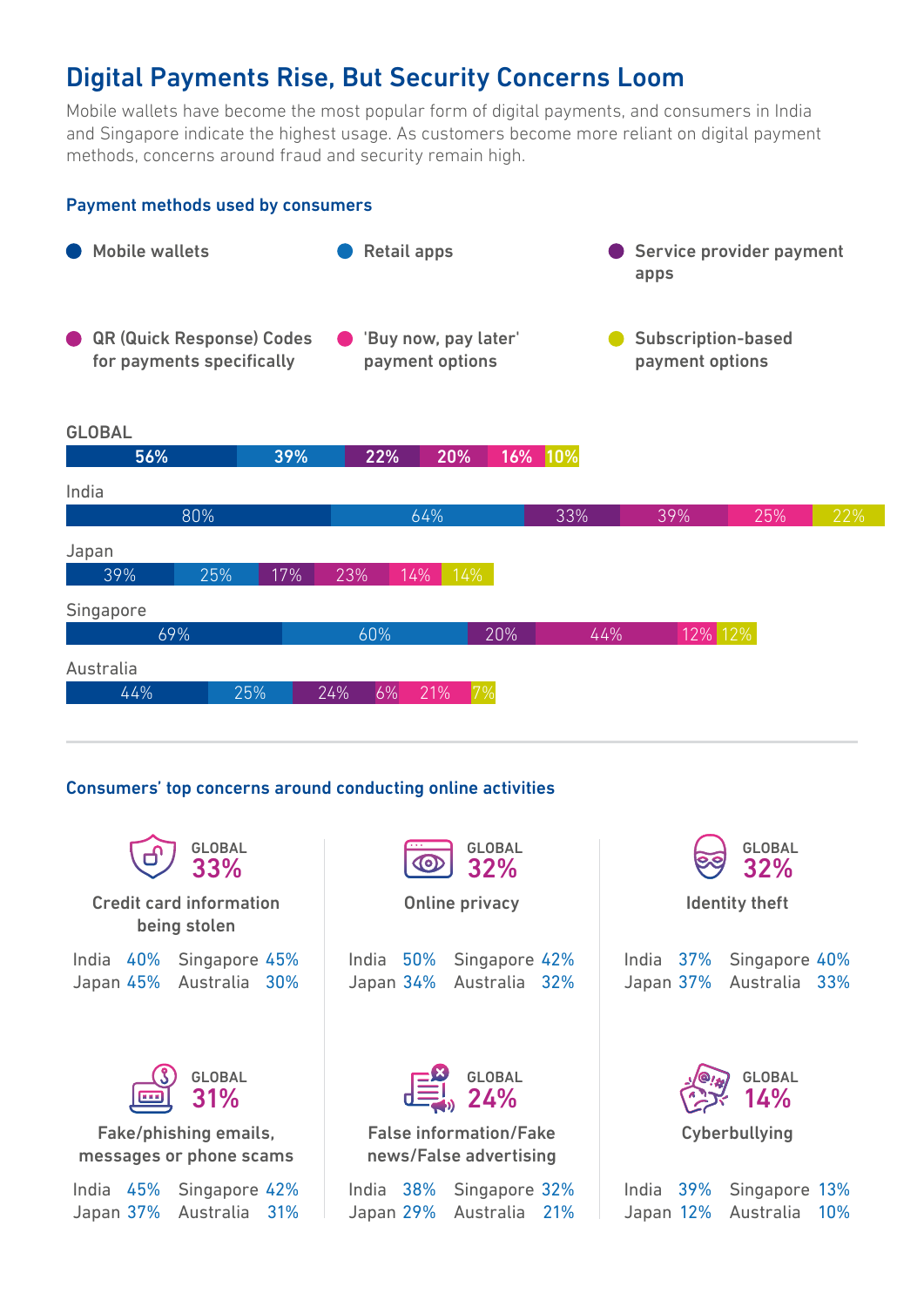# Digital Payments Rise, But Security Concerns Loom

Mobile wallets have become the most popular form of digital payments, and consumers in India and Singapore indicate the highest usage. As customers become more reliant on digital payment methods, concerns around fraud and security remain high.

## Payment methods used by consumers

| | Mobile wallets | Retail apps | Service provider payment apps | QR (Quick Response) Codes for payments specifically | 'Buy now, pay later' payment options | Subscription-based payment options |
|---|---|---|---|---|---|---|
| GLOBAL | 56% | 39% | 22% | 20% | 16% | 10% |
| India | 80% | 64% | 33% | 39% | 25% | 22% |
| Japan | 39% | 25% | 17% | 23% | 14% | 14% |
| Singapore | 69% | 60% | 20% | 44% | 12% | 12% |
| Australia | 44% | 25% | 24% | 6% | 21% | 7% |

## Consumers' top concerns around conducting online activities

| Concern | GLOBAL | India | Japan | Singapore | Australia |
|---|---|---|---|---|---|
| Credit card information being stolen | 33% | 40% | 45% | 45% | 30% |
| Online privacy | 32% | 50% | 34% | 42% | 32% |
| Identity theft | 32% | 37% | 37% | 40% | 33% |
| Fake/phishing emails, messages or phone scams | 31% | 45% | 37% | 42% | 31% |
| False information/Fake news/False advertising | 24% | 38% | 29% | 32% | 21% |
| Cyberbullying | 14% | 39% | 12% | 13% | 10% |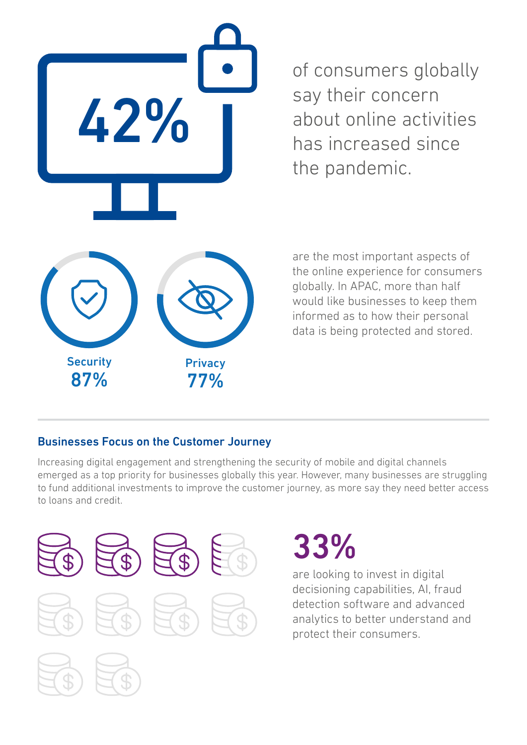**42%**

of consumers globally say their concern about online activities has increased since the pandemic.

Security **87%**

Privacy **77%**

are the most important aspects of the online experience for consumers globally. In APAC, more than half would like businesses to keep them informed as to how their personal data is being protected and stored.

---

## Businesses Focus on the Customer Journey

Increasing digital engagement and strengthening the security of mobile and digital channels emerged as a top priority for businesses globally this year. However, many businesses are struggling to fund additional investments to improve the customer journey, as more say they need better access to loans and credit.

**33%**

are looking to invest in digital decisioning capabilities, AI, fraud detection software and advanced analytics to better understand and protect their consumers.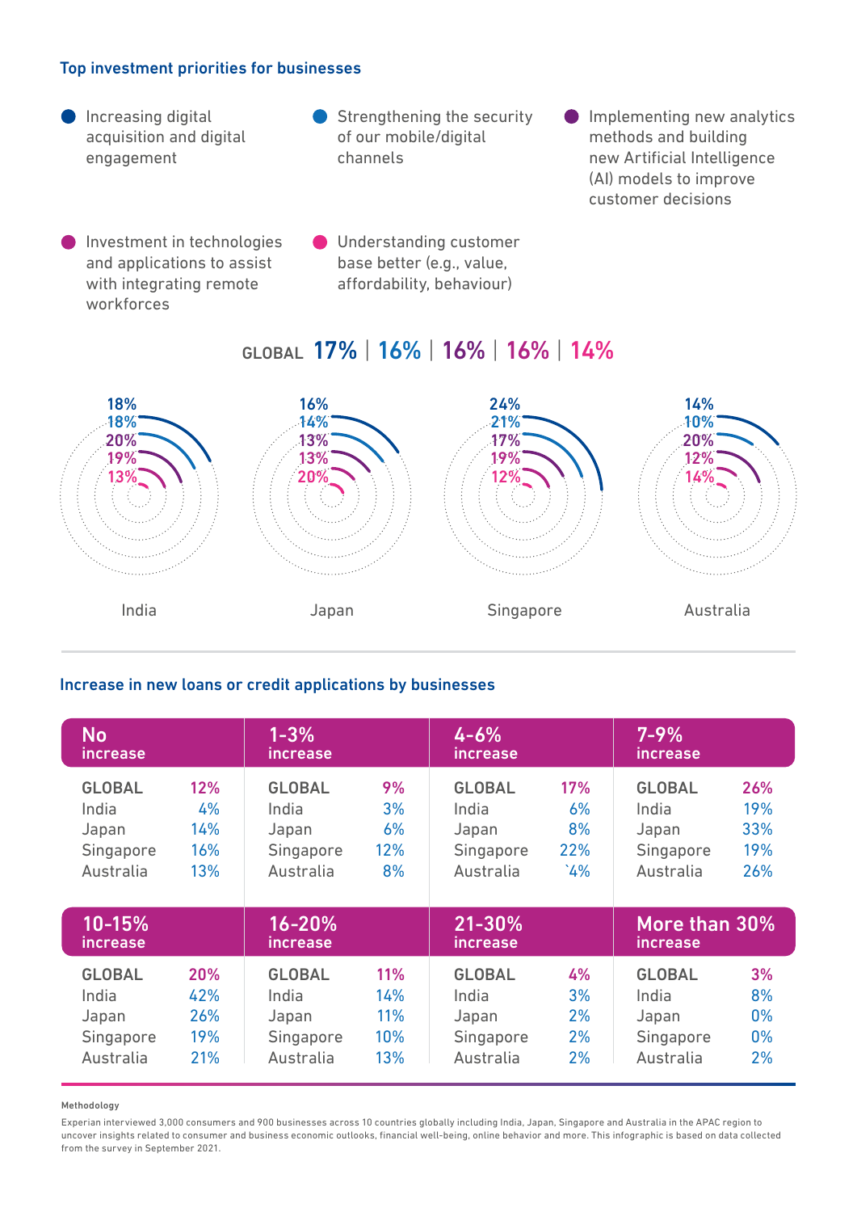## Top investment priorities for businesses

- Increasing digital acquisition and digital engagement
- Strengthening the security of our mobile/digital channels
- Implementing new analytics methods and building new Artificial Intelligence (AI) models to improve customer decisions
- Investment in technologies and applications to assist with integrating remote workforces
- Understanding customer base better (e.g., value, affordability, behaviour)

GLOBAL 17% | 16% | 16% | 16% | 14%

India
18%
18%
20%
19%
13%

Japan
16%
14%
13%
13%
20%

Singapore
24%
21%
17%
19%
12%

Australia
14%
10%
20%
12%
14%

## Increase in new loans or credit applications by businesses

| | No increase | 1-3% increase | 4-6% increase | 7-9% increase |
|---|---|---|---|---|
| GLOBAL | 12% | 9% | 17% | 26% |
| India | 4% | 3% | 6% | 19% |
| Japan | 14% | 6% | 8% | 33% |
| Singapore | 16% | 12% | 22% | 19% |
| Australia | 13% | 8% | `4% | 26% |

| | 10-15% increase | 16-20% increase | 21-30% increase | More than 30% increase |
|---|---|---|---|---|
| GLOBAL | 20% | 11% | 4% | 3% |
| India | 42% | 14% | 3% | 8% |
| Japan | 26% | 11% | 2% | 0% |
| Singapore | 19% | 10% | 2% | 0% |
| Australia | 21% | 13% | 2% | 2% |

**Methodology**

Experian interviewed 3,000 consumers and 900 businesses across 10 countries globally including India, Japan, Singapore and Australia in the APAC region to uncover insights related to consumer and business economic outlooks, financial well-being, online behavior and more. This infographic is based on data collected from the survey in September 2021.